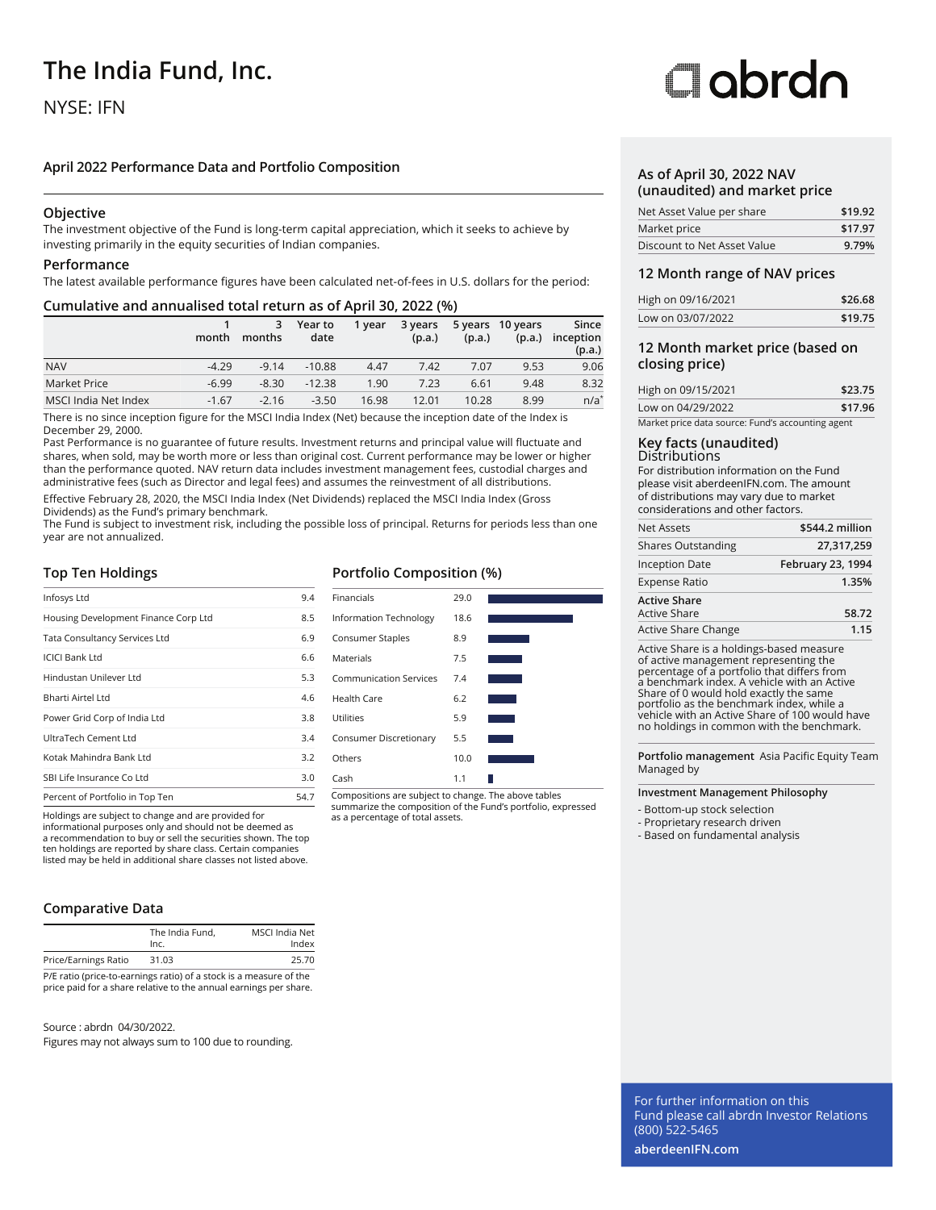# The India Fund, Inc.

NYSE: IFN

## April 2022 Performance Data and Portfolio Composition

### Objective

The investment objective of the Fund is long-term capital appreciation, which it seeks to achieve by investing primarily in the equity securities of Indian companies.

### Performance

The latest available performance figures have been calculated net-of-fees in U.S. dollars for the period:

### Cumulative and annualised total return as of April 30, 2022 (%)

| | 1 month | 3 months | Year to date | 1 year | 3 years (p.a.) | 5 years (p.a.) | 10 years (p.a.) | Since inception (p.a.) |
|---|---|---|---|---|---|---|---|---|
| NAV | -4.29 | -9.14 | -10.88 | 4.47 | 7.42 | 7.07 | 9.53 | 9.06 |
| Market Price | -6.99 | -8.30 | -12.38 | 1.90 | 7.23 | 6.61 | 9.48 | 8.32 |
| MSCI India Net Index | -1.67 | -2.16 | -3.50 | 16.98 | 12.01 | 10.28 | 8.99 | n/a* |

There is no since inception figure for the MSCI India Index (Net) because the inception date of the Index is December 29, 2000.

Past Performance is no guarantee of future results. Investment returns and principal value will fluctuate and shares, when sold, may be worth more or less than original cost. Current performance may be lower or higher than the performance quoted. NAV return data includes investment management fees, custodial charges and administrative fees (such as Director and legal fees) and assumes the reinvestment of all distributions.

Effective February 28, 2020, the MSCI India Index (Net Dividends) replaced the MSCI India Index (Gross Dividends) as the Fund's primary benchmark.

The Fund is subject to investment risk, including the possible loss of principal. Returns for periods less than one year are not annualized.

### Top Ten Holdings

| | |
|---|---|
| Infosys Ltd | 9.4 |
| Housing Development Finance Corp Ltd | 8.5 |
| Tata Consultancy Services Ltd | 6.9 |
| ICICI Bank Ltd | 6.6 |
| Hindustan Unilever Ltd | 5.3 |
| Bharti Airtel Ltd | 4.6 |
| Power Grid Corp of India Ltd | 3.8 |
| UltraTech Cement Ltd | 3.4 |
| Kotak Mahindra Bank Ltd | 3.2 |
| SBI Life Insurance Co Ltd | 3.0 |
| Percent of Portfolio in Top Ten | 54.7 |

Holdings are subject to change and are provided for informational purposes only and should not be deemed as a recommendation to buy or sell the securities shown. The top ten holdings are reported by share class. Certain companies listed may be held in additional share classes not listed above.

### Portfolio Composition (%)

| | |
|---|---|
| Financials | 29.0 |
| Information Technology | 18.6 |
| Consumer Staples | 8.9 |
| Materials | 7.5 |
| Communication Services | 7.4 |
| Health Care | 6.2 |
| Utilities | 5.9 |
| Consumer Discretionary | 5.5 |
| Others | 10.0 |
| Cash | 1.1 |

Compositions are subject to change. The above tables summarize the composition of the Fund's portfolio, expressed as a percentage of total assets.

### Comparative Data

| | The India Fund, Inc. | MSCI India Net Index |
|---|---|---|
| Price/Earnings Ratio | 31.03 | 25.70 |

P/E ratio (price-to-earnings ratio) of a stock is a measure of the price paid for a share relative to the annual earnings per share.

Source : abrdn 04/30/2022.

Figures may not always sum to 100 due to rounding.

### As of April 30, 2022 NAV (unaudited) and market price

| | |
|---|---|
| Net Asset Value per share | $19.92 |
| Market price | $17.97 |
| Discount to Net Asset Value | 9.79% |

### 12 Month range of NAV prices

| | |
|---|---|
| High on 09/16/2021 | $26.68 |
| Low on 03/07/2022 | $19.75 |

### 12 Month market price (based on closing price)

| | |
|---|---|
| High on 09/15/2021 | $23.75 |
| Low on 04/29/2022 | $17.96 |

Market price data source: Fund's accounting agent

### Key facts (unaudited)

Distributions

For distribution information on the Fund please visit aberdeenIFN.com. The amount of distributions may vary due to market considerations and other factors.

| | |
|---|---|
| Net Assets | $544.2 million |
| Shares Outstanding | 27,317,259 |
| Inception Date | February 23, 1994 |
| Expense Ratio | 1.35% |
| **Active Share** Active Share | 58.72 |
| Active Share Change | 1.15 |

Active Share is a holdings-based measure of active management representing the percentage of a portfolio that differs from a benchmark index. A vehicle with an Active Share of 0 would hold exactly the same portfolio as the benchmark index, while a vehicle with an Active Share of 100 would have no holdings in common with the benchmark.

**Portfolio management** Managed by Asia Pacific Equity Team

**Investment Management Philosophy**

- Bottom-up stock selection
- Proprietary research driven
- Based on fundamental analysis

For further information on this Fund please call abrdn Investor Relations (800) 522-5465

**aberdeenIFN.com**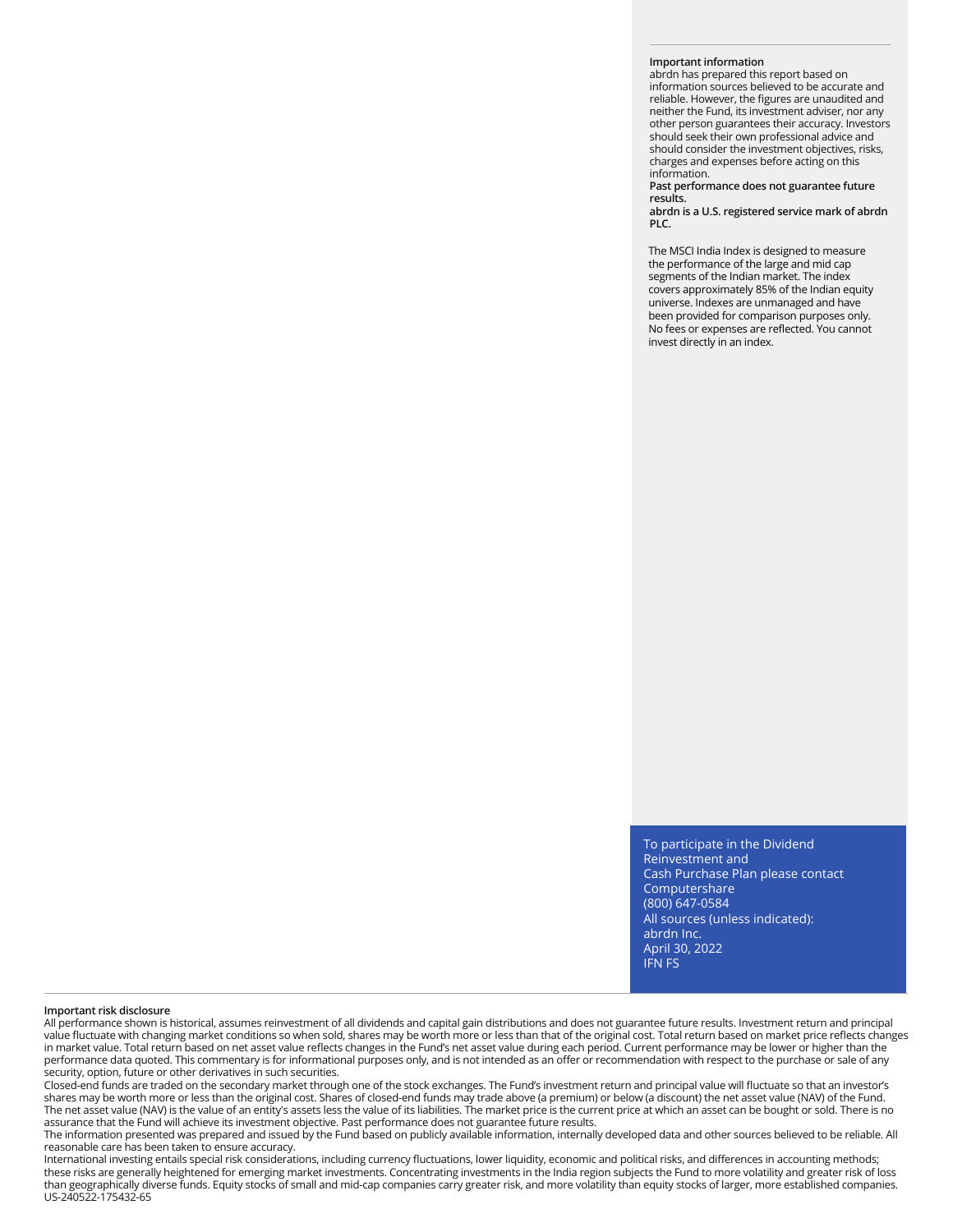**Important information**

abrdn has prepared this report based on information sources believed to be accurate and reliable. However, the figures are unaudited and neither the Fund, its investment adviser, nor any other person guarantees their accuracy. Investors should seek their own professional advice and should consider the investment objectives, risks, charges and expenses before acting on this information.

**Past performance does not guarantee future results.**

**abrdn is a U.S. registered service mark of abrdn PLC.**

The MSCI India Index is designed to measure the performance of the large and mid cap segments of the Indian market. The index covers approximately 85% of the Indian equity universe. Indexes are unmanaged and have been provided for comparison purposes only. No fees or expenses are reflected. You cannot invest directly in an index.

To participate in the Dividend Reinvestment and Cash Purchase Plan please contact Computershare (800) 647-0584

All sources (unless indicated): abrdn Inc. April 30, 2022

IFN FS

**Important risk disclosure**

All performance shown is historical, assumes reinvestment of all dividends and capital gain distributions and does not guarantee future results. Investment return and principal value fluctuate with changing market conditions so when sold, shares may be worth more or less than that of the original cost. Total return based on market price reflects changes in market value. Total return based on net asset value reflects changes in the Fund's net asset value during each period. Current performance may be lower or higher than the performance data quoted. This commentary is for informational purposes only, and is not intended as an offer or recommendation with respect to the purchase or sale of any security, option, future or other derivatives in such securities.

Closed-end funds are traded on the secondary market through one of the stock exchanges. The Fund's investment return and principal value will fluctuate so that an investor's shares may be worth more or less than the original cost. Shares of closed-end funds may trade above (a premium) or below (a discount) the net asset value (NAV) of the Fund. The net asset value (NAV) is the value of an entity's assets less the value of its liabilities. The market price is the current price at which an asset can be bought or sold. There is no assurance that the Fund will achieve its investment objective. Past performance does not guarantee future results.

The information presented was prepared and issued by the Fund based on publicly available information, internally developed data and other sources believed to be reliable. All reasonable care has been taken to ensure accuracy.

International investing entails special risk considerations, including currency fluctuations, lower liquidity, economic and political risks, and differences in accounting methods; these risks are generally heightened for emerging market investments. Concentrating investments in the India region subjects the Fund to more volatility and greater risk of loss than geographically diverse funds. Equity stocks of small and mid-cap companies carry greater risk, and more volatility than equity stocks of larger, more established companies.

US-240522-175432-65